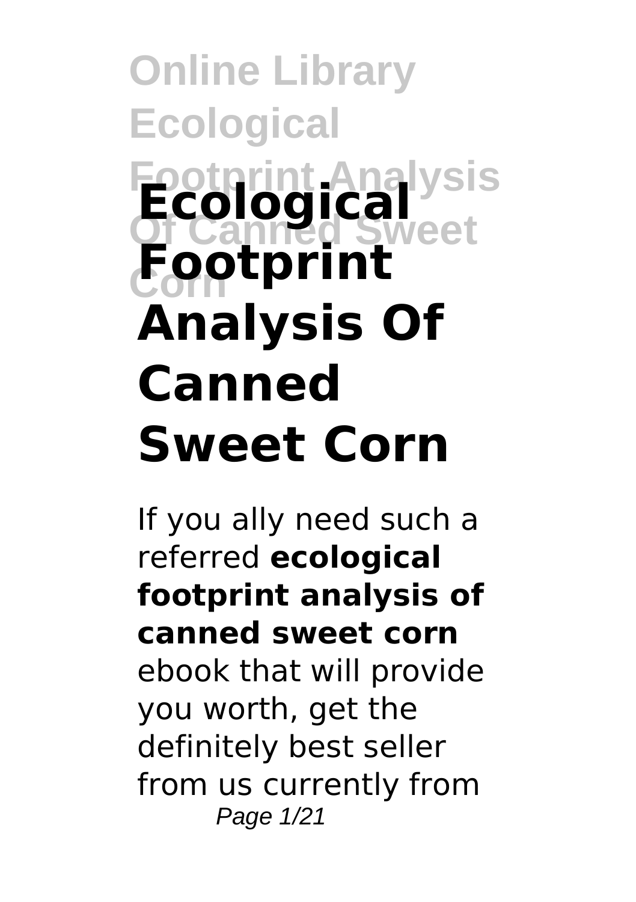# Ecological Footprint Analysis Of Canned Sweet Corn

If you ally need such a referred **ecological footprint analysis of canned sweet corn** ebook that will provide you worth, get the definitely best seller from us currently from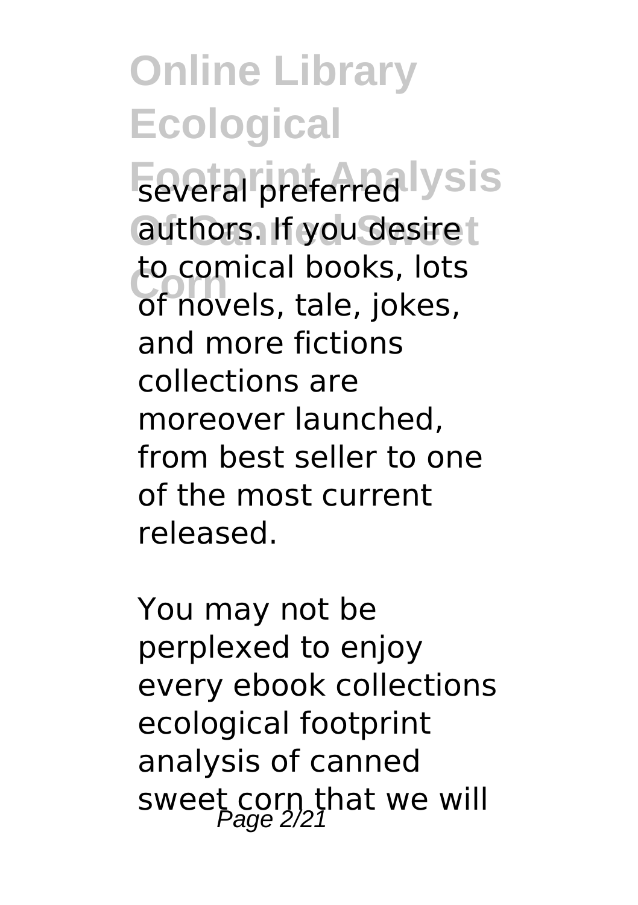several preferred authors. If you desire to comical books, lots of novels, tale, jokes, and more fictions collections are moreover launched, from best seller to one of the most current released.

You may not be perplexed to enjoy every ebook collections ecological footprint analysis of canned sweet corn that we will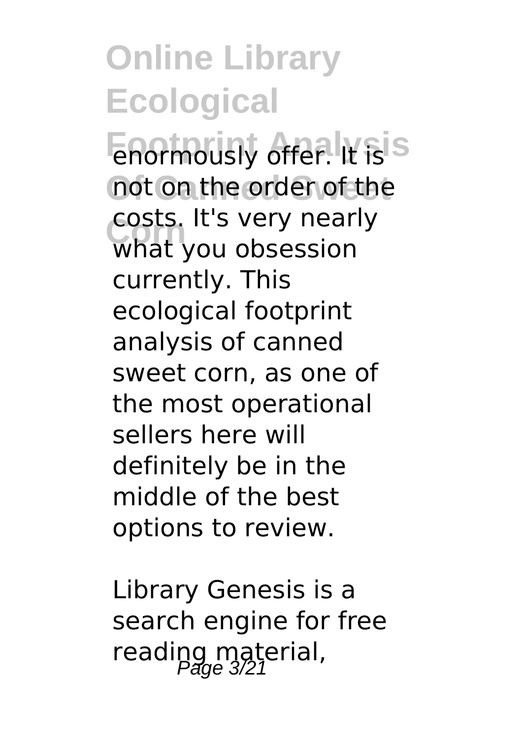enormously offer. It is not on the order of the costs. It's very nearly what you obsession currently. This ecological footprint analysis of canned sweet corn, as one of the most operational sellers here will definitely be in the middle of the best options to review.

Library Genesis is a search engine for free reading material,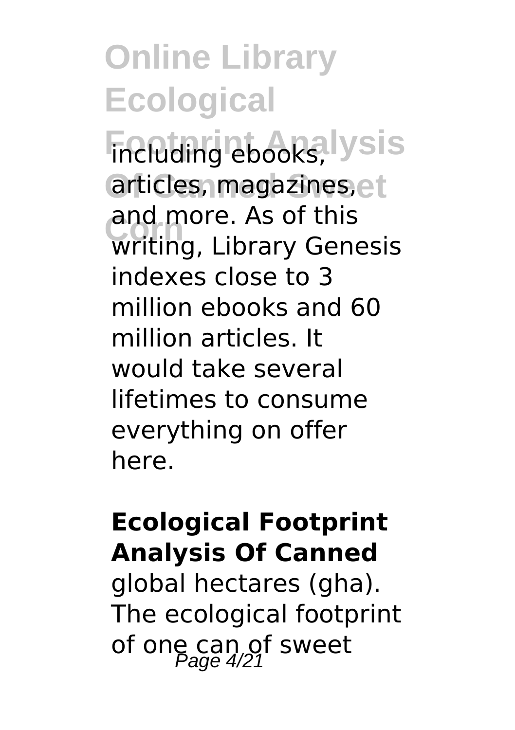including ebooks, articles, magazines, and more. As of this writing, Library Genesis indexes close to 3 million ebooks and 60 million articles. It would take several lifetimes to consume everything on offer here.

## Ecological Footprint Analysis Of Canned

global hectares (gha). The ecological footprint of one can of sweet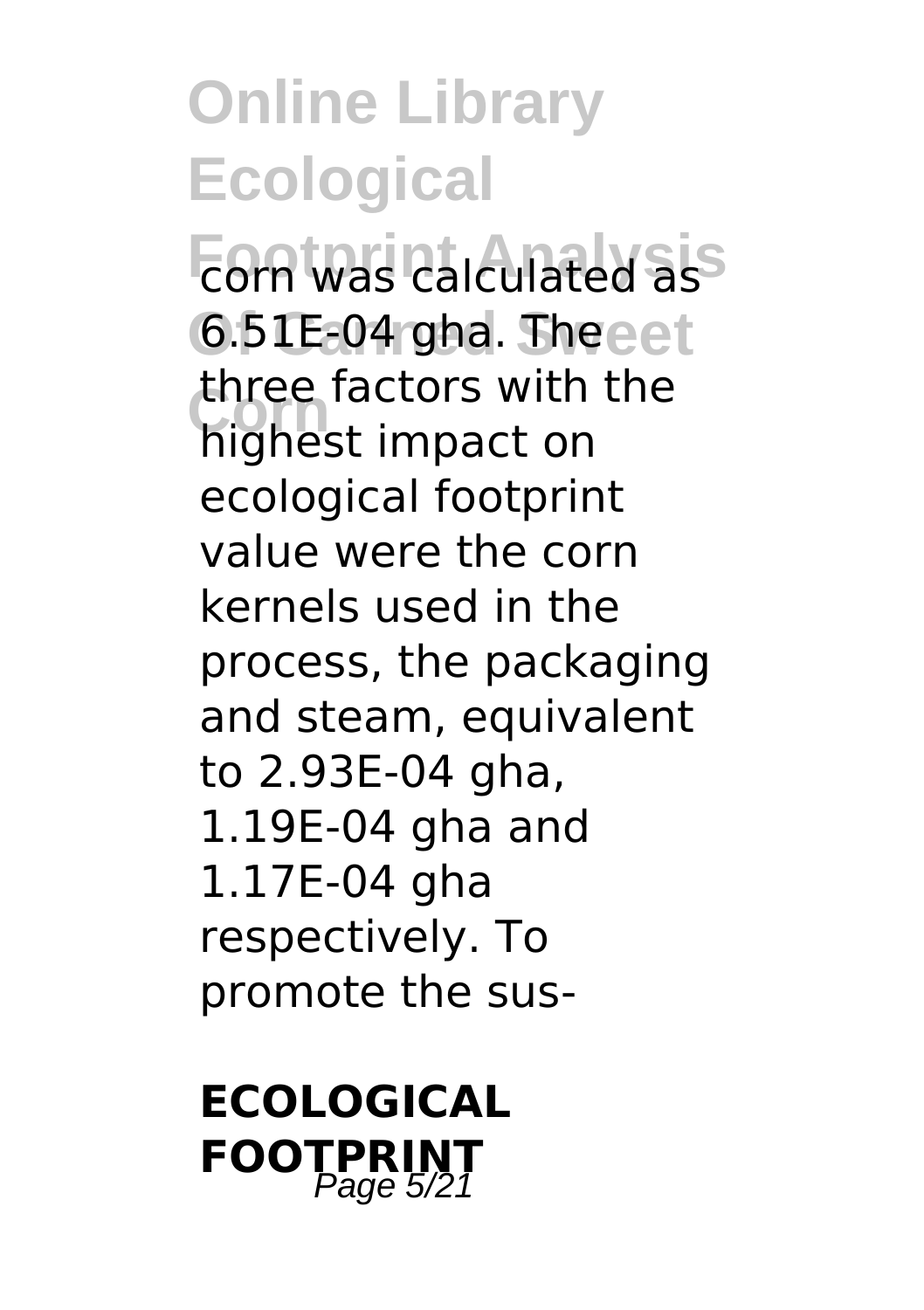corn was calculated as 6.51E-04 gha. The three factors with the highest impact on ecological footprint value were the corn kernels used in the process, the packaging and steam, equivalent to 2.93E-04 gha, 1.19E-04 gha and 1.17E-04 gha respectively. To promote the sus-

**ECOLOGICAL FOOTPRINT**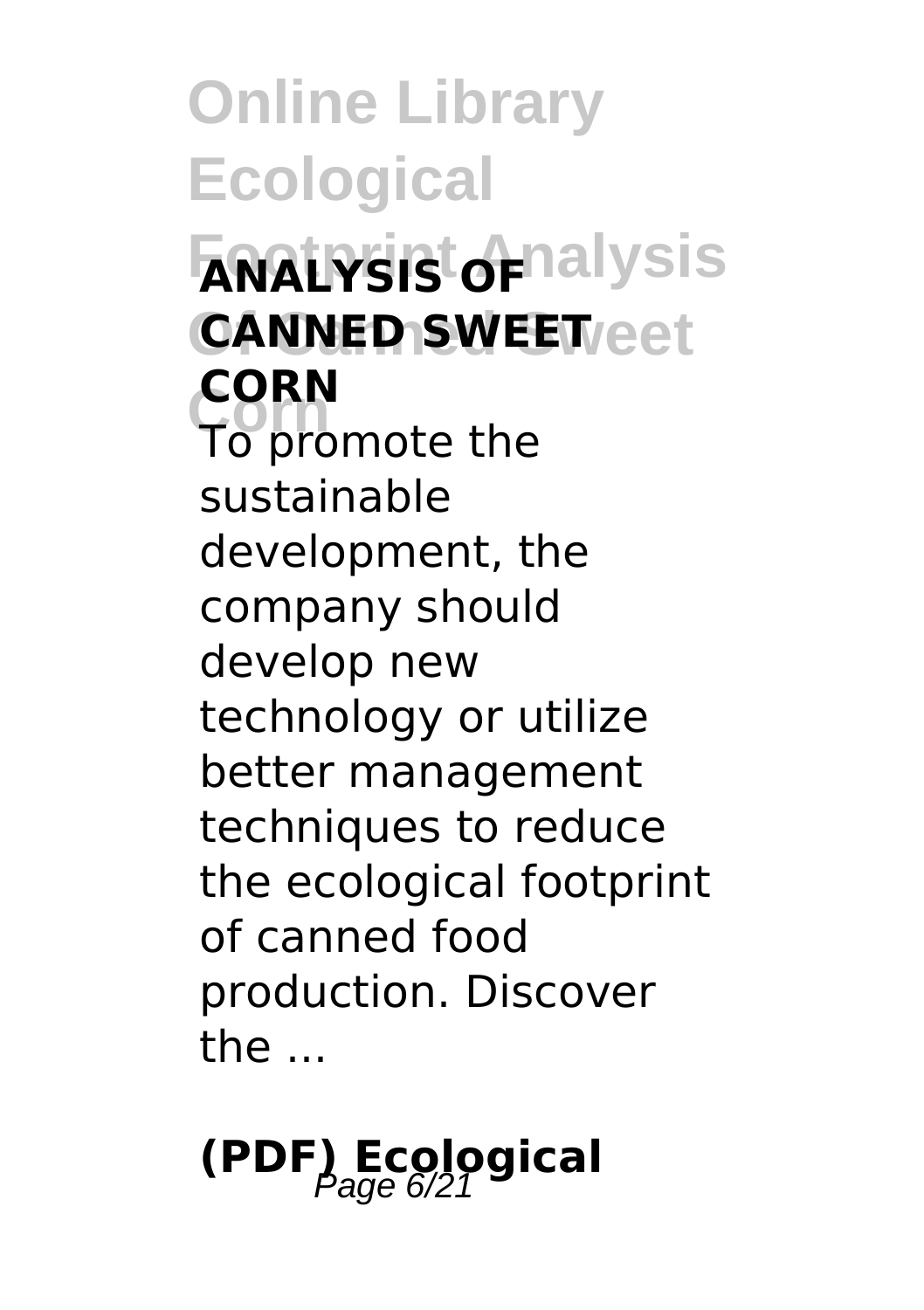**ANALYSIS OF CANNED SWEET CORN**

To promote the sustainable development, the company should develop new technology or utilize better management techniques to reduce the ecological footprint of canned food production. Discover the ...

**(PDF) Ecological**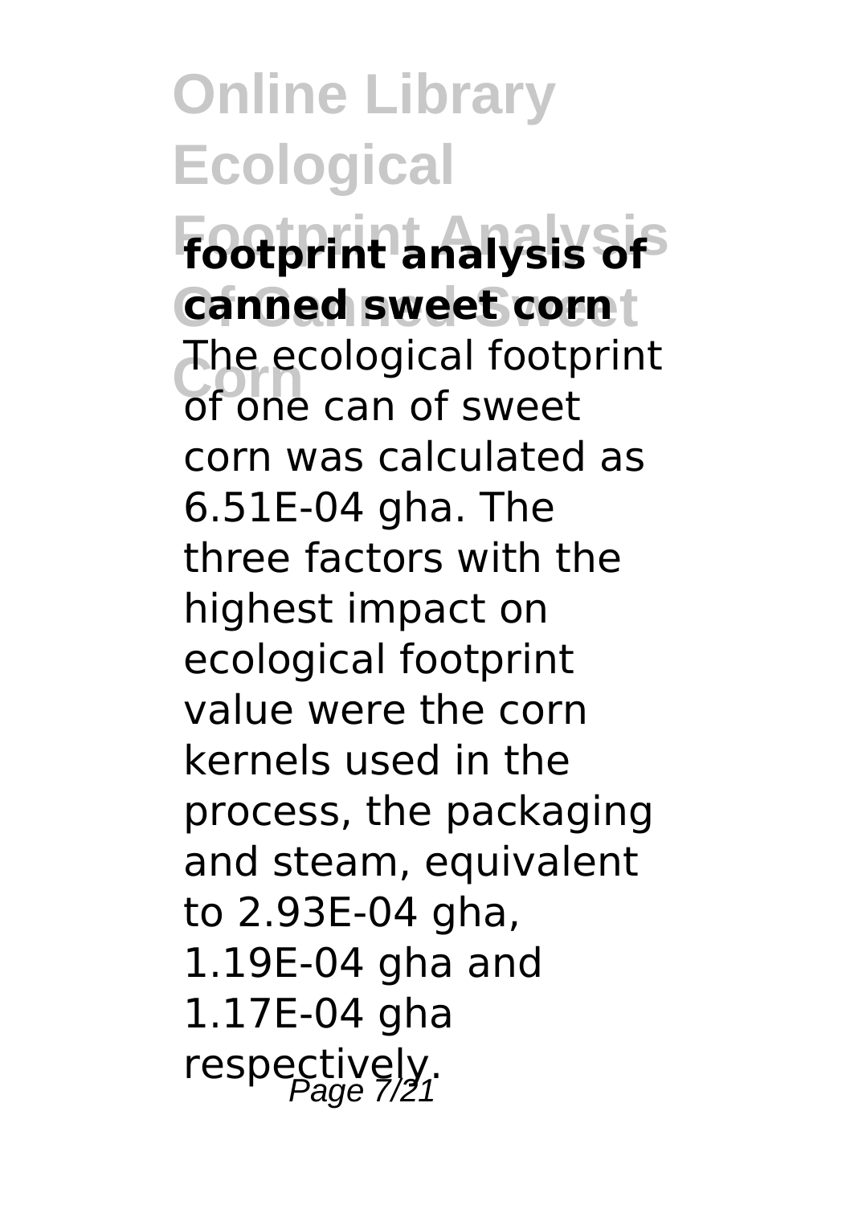**footprint analysis of canned sweet corn**

The ecological footprint of one can of sweet corn was calculated as 6.51E-04 gha. The three factors with the highest impact on ecological footprint value were the corn kernels used in the process, the packaging and steam, equivalent to 2.93E-04 gha, 1.19E-04 gha and 1.17E-04 gha respectively.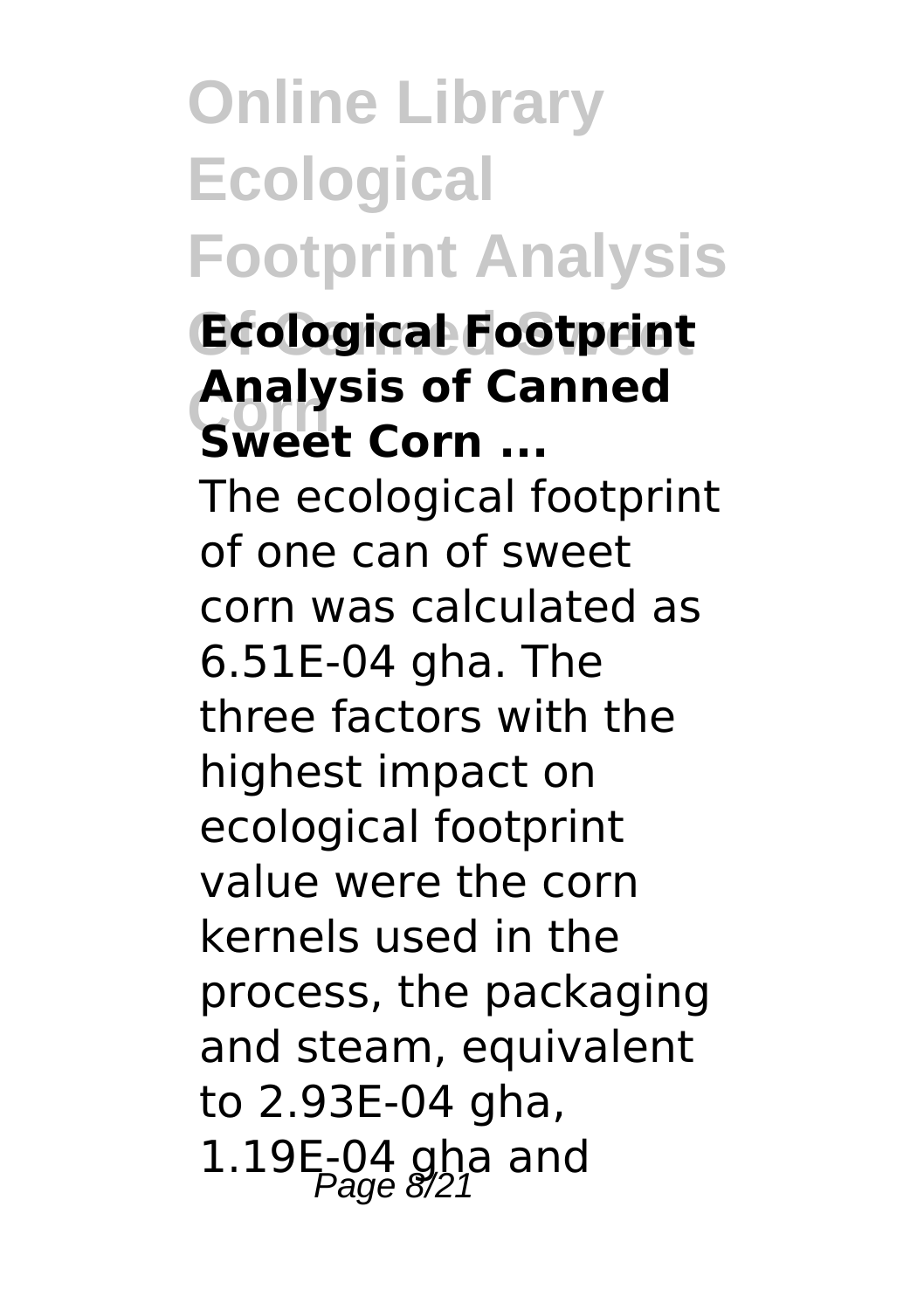## Ecological Footprint Analysis of Canned Sweet Corn ...

The ecological footprint of one can of sweet corn was calculated as 6.51E-04 gha. The three factors with the highest impact on ecological footprint value were the corn kernels used in the process, the packaging and steam, equivalent to 2.93E-04 gha, 1.19E-04 gha and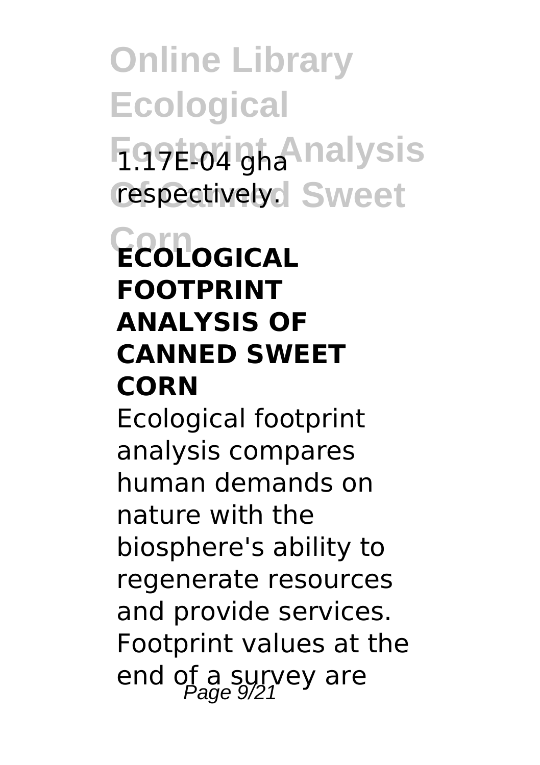1.17E-04 gha respectively.

## ECOLOGICAL FOOTPRINT ANALYSIS OF CANNED SWEET CORN

Ecological footprint analysis compares human demands on nature with the biosphere's ability to regenerate resources and provide services. Footprint values at the end of a survey are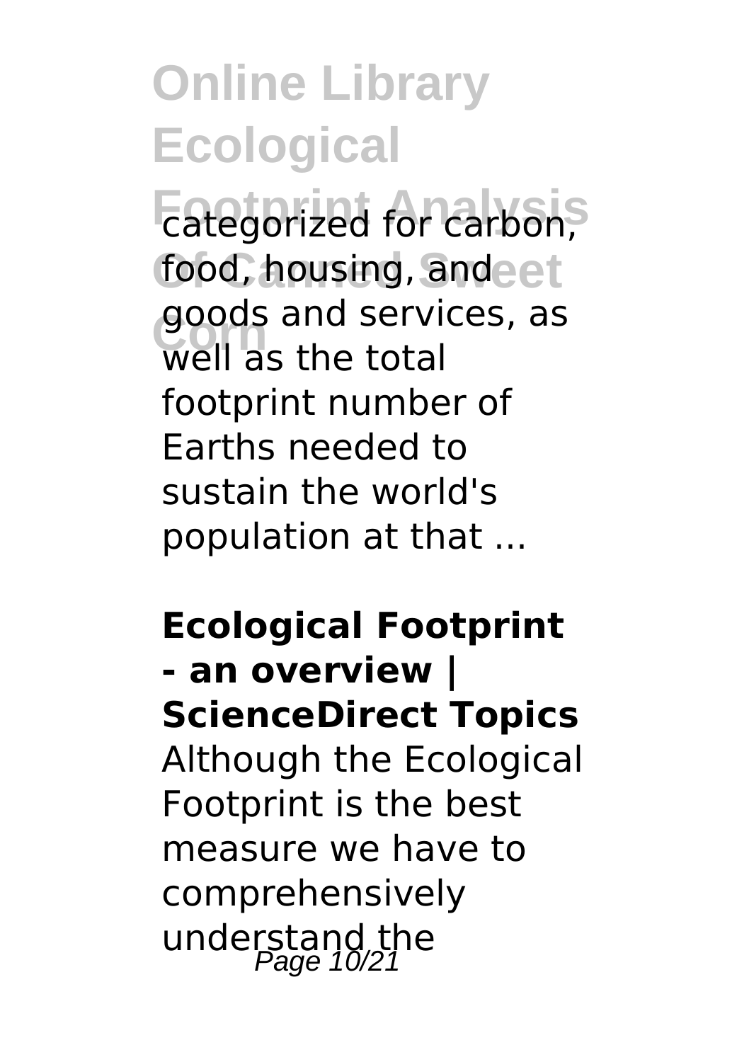categorized for carbon, food, housing, and goods and services, as well as the total footprint number of Earths needed to sustain the world's population at that ...

**Ecological Footprint - an overview | ScienceDirect Topics**

Although the Ecological Footprint is the best measure we have to comprehensively understand the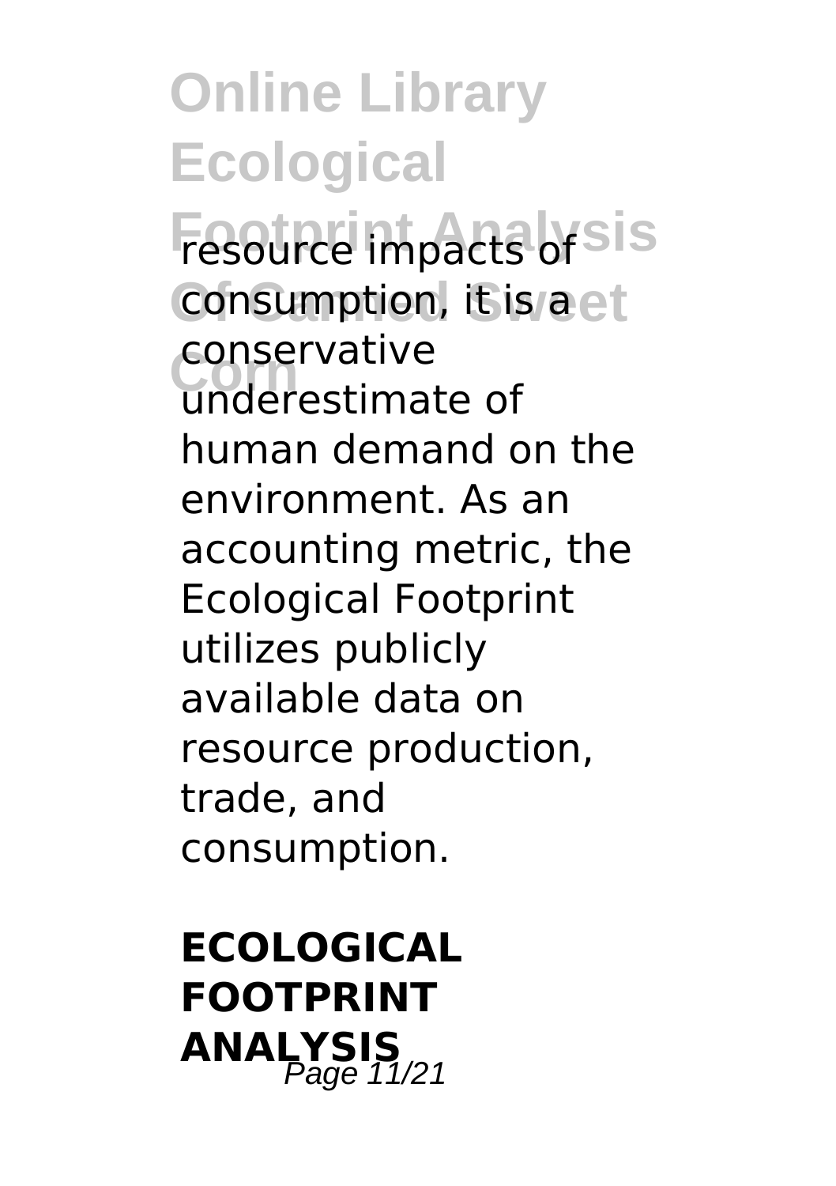resource impacts of consumption, it is a conservative underestimate of human demand on the environment. As an accounting metric, the Ecological Footprint utilizes publicly available data on resource production, trade, and consumption.

**ECOLOGICAL FOOTPRINT ANALYSIS**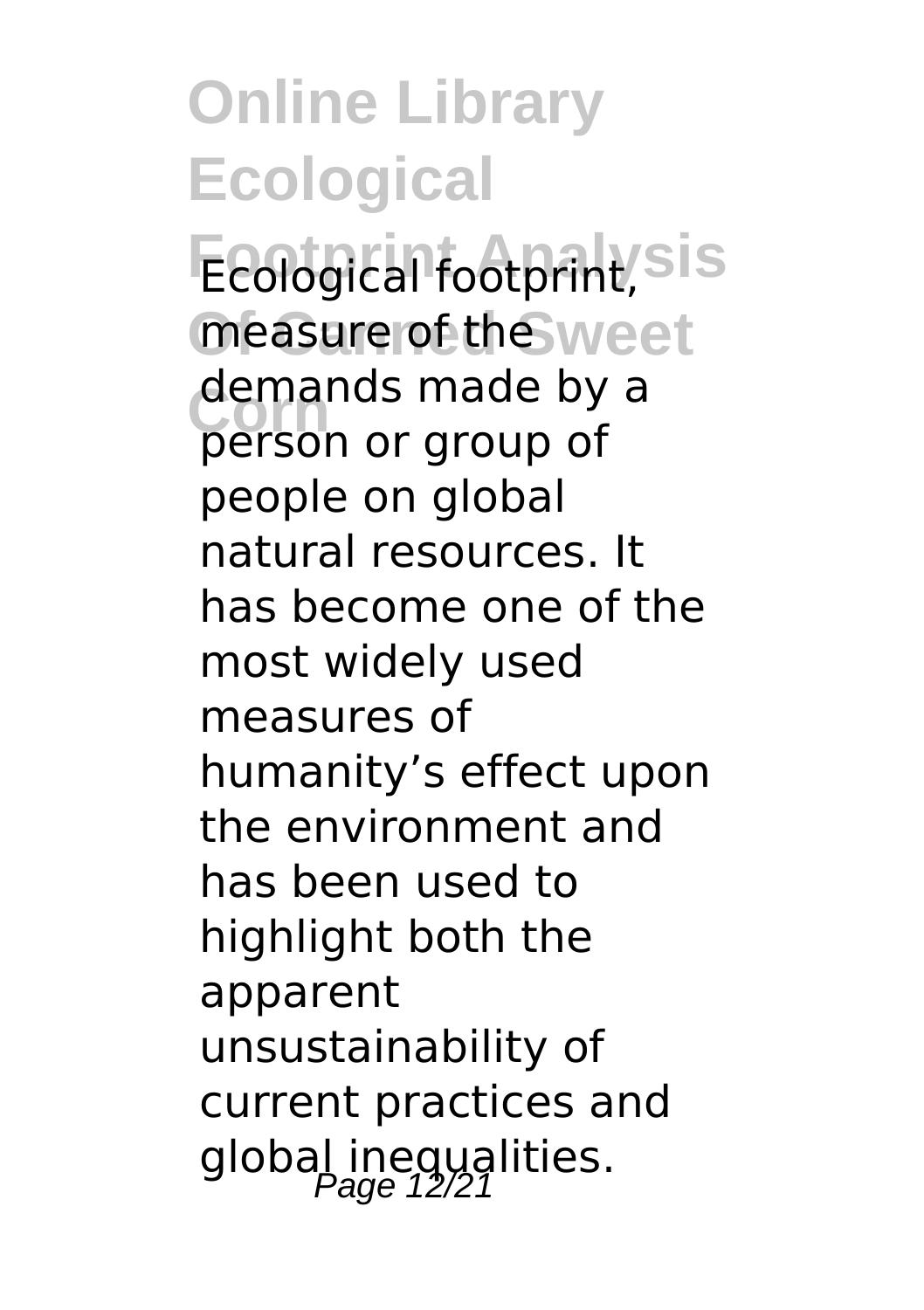Ecological footprint, measure of the demands made by a person or group of people on global natural resources. It has become one of the most widely used measures of humanity's effect upon the environment and has been used to highlight both the apparent unsustainability of current practices and global inequalities.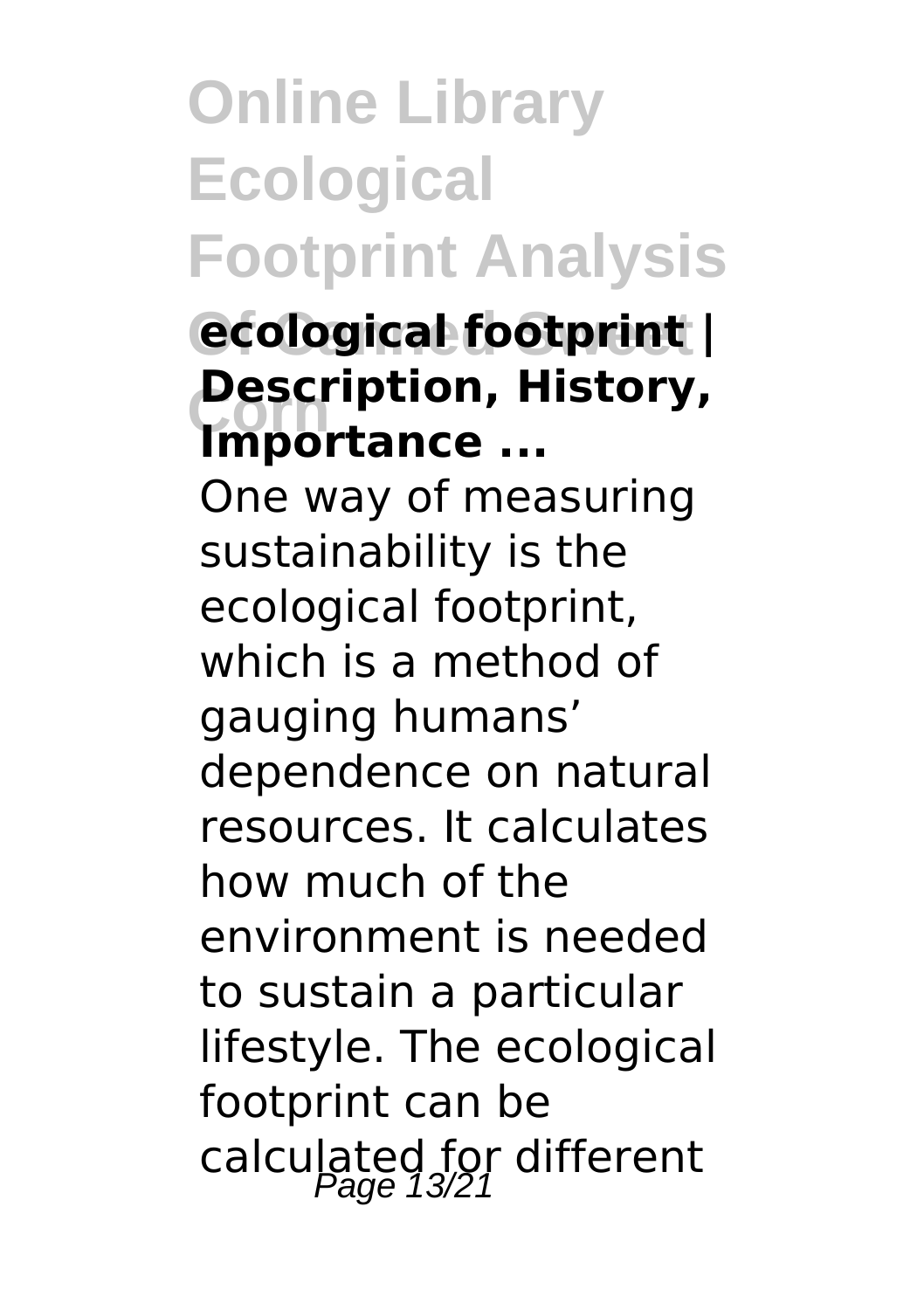## ecological footprint | Description, History, Importance ...

One way of measuring sustainability is the ecological footprint, which is a method of gauging humans' dependence on natural resources. It calculates how much of the environment is needed to sustain a particular lifestyle. The ecological footprint can be calculated for different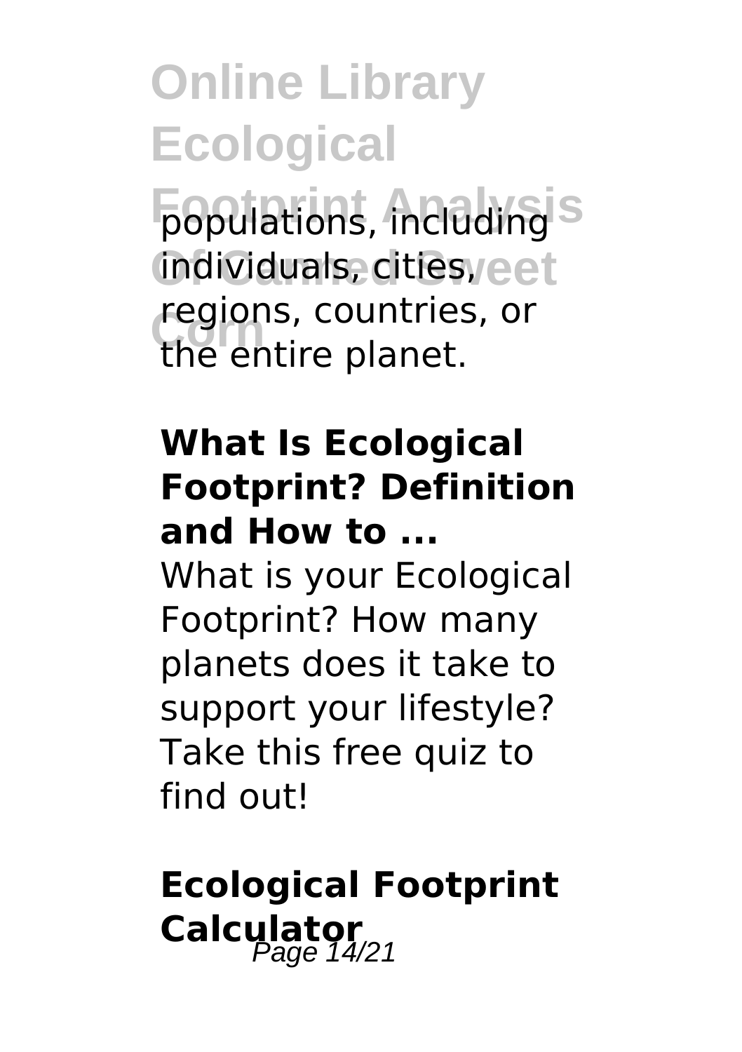populations, including individuals, cities, regions, countries, or the entire planet.

**What Is Ecological Footprint? Definition and How to ...**

What is your Ecological Footprint? How many planets does it take to support your lifestyle? Take this free quiz to find out!

## Ecological Footprint Calculator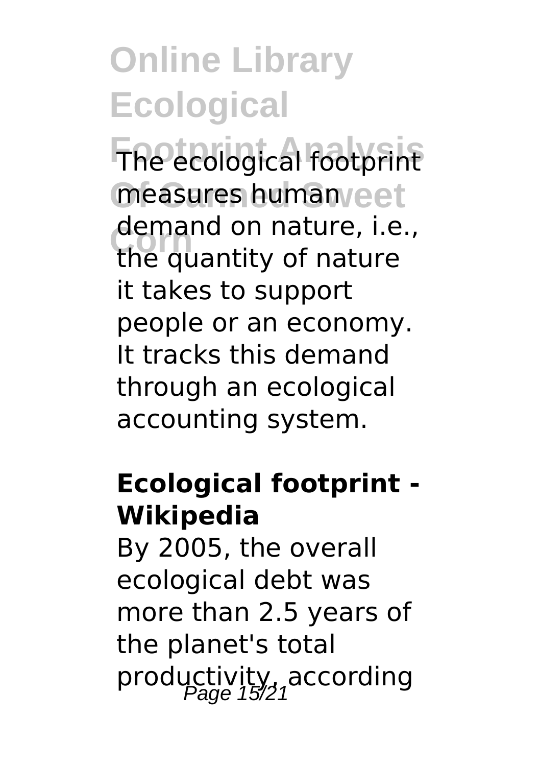The ecological footprint measures human demand on nature, i.e., the quantity of nature it takes to support people or an economy. It tracks this demand through an ecological accounting system.

**Ecological footprint - Wikipedia**

By 2005, the overall ecological debt was more than 2.5 years of the planet's total productivity, according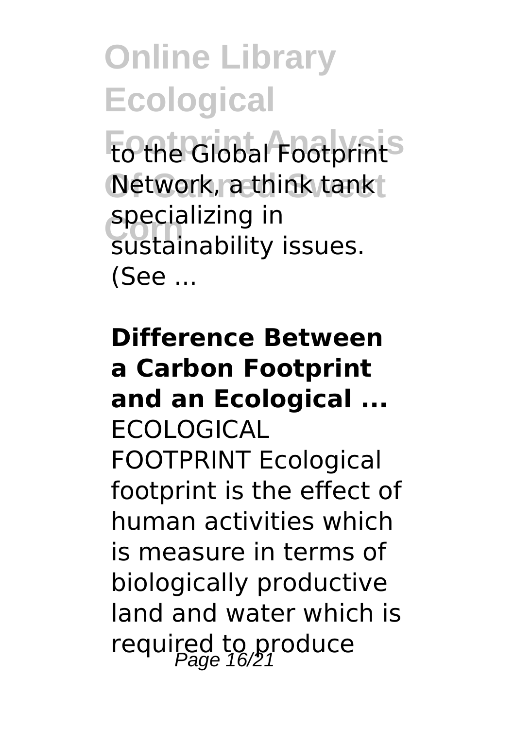to the Global Footprint Network, a think tank specializing in sustainability issues. (See ...

**Difference Between a Carbon Footprint and an Ecological ...**

ECOLOGICAL FOOTPRINT Ecological footprint is the effect of human activities which is measure in terms of biologically productive land and water which is required to produce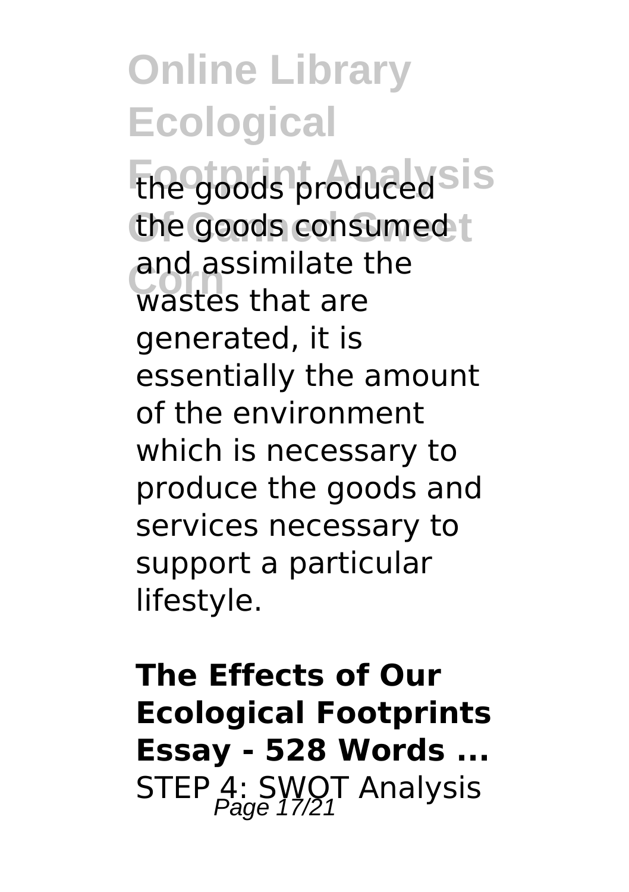the goods produced the goods consumed and assimilate the wastes that are generated, it is essentially the amount of the environment which is necessary to produce the goods and services necessary to support a particular lifestyle.

**The Effects of Our Ecological Footprints Essay - 528 Words ...**

STEP 4: SWOT Analysis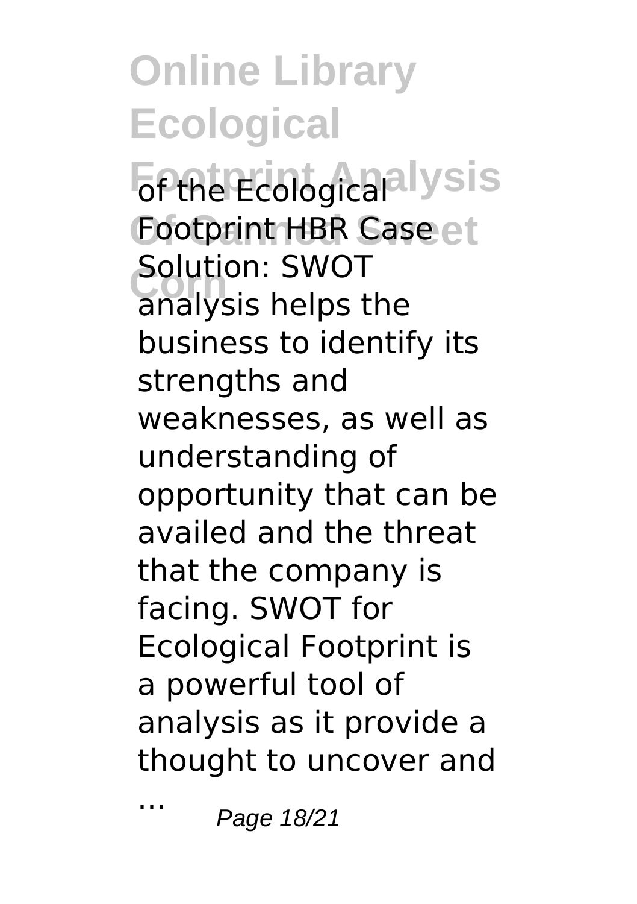of the Ecological Footprint HBR Case Solution: SWOT analysis helps the business to identify its strengths and weaknesses, as well as understanding of opportunity that can be availed and the threat that the company is facing. SWOT for Ecological Footprint is a powerful tool of analysis as it provide a thought to uncover and ...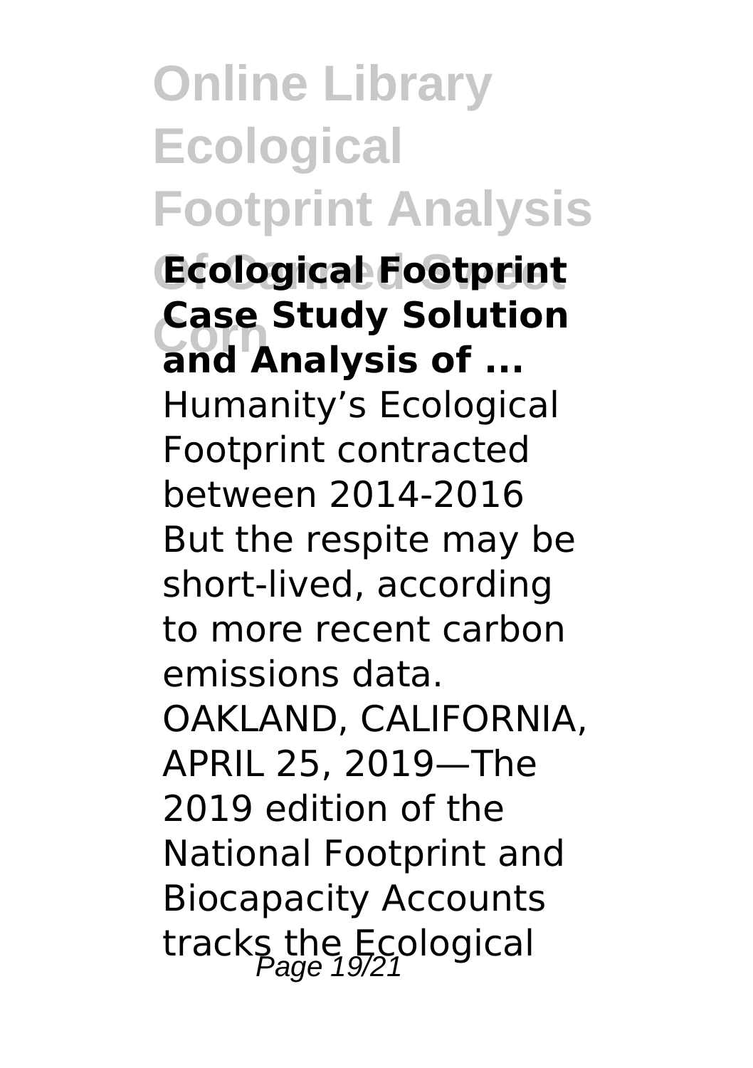**Ecological Footprint Case Study Solution and Analysis of ...**

Humanity's Ecological Footprint contracted between 2014-2016 But the respite may be short-lived, according to more recent carbon emissions data. OAKLAND, CALIFORNIA, APRIL 25, 2019—The 2019 edition of the National Footprint and Biocapacity Accounts tracks the Ecological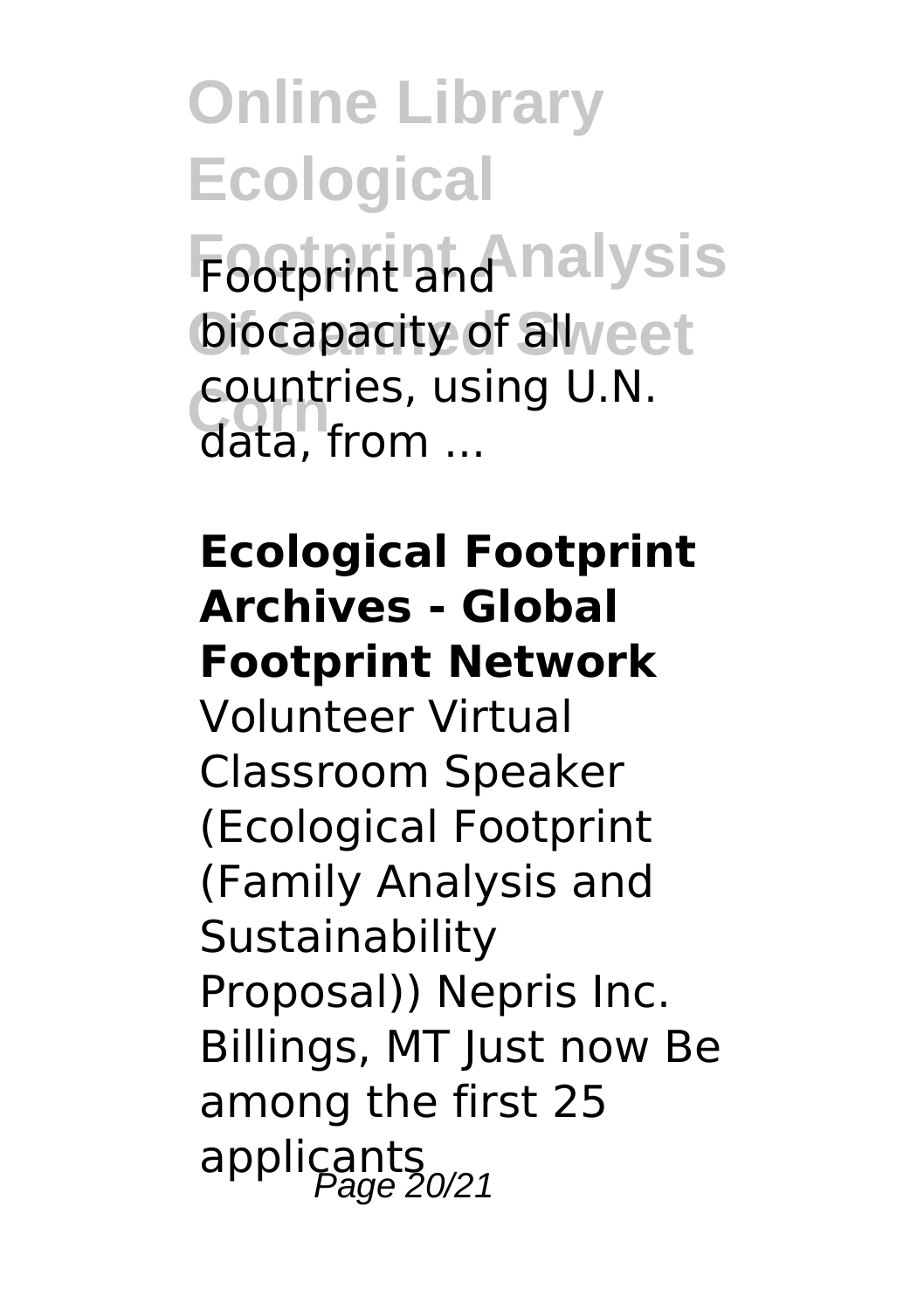Footprint and biocapacity of all countries, using U.N. data, from ...

**Ecological Footprint Archives - Global Footprint Network**

Volunteer Virtual Classroom Speaker (Ecological Footprint (Family Analysis and Sustainability Proposal)) Nepris Inc. Billings, MT Just now Be among the first 25 applicants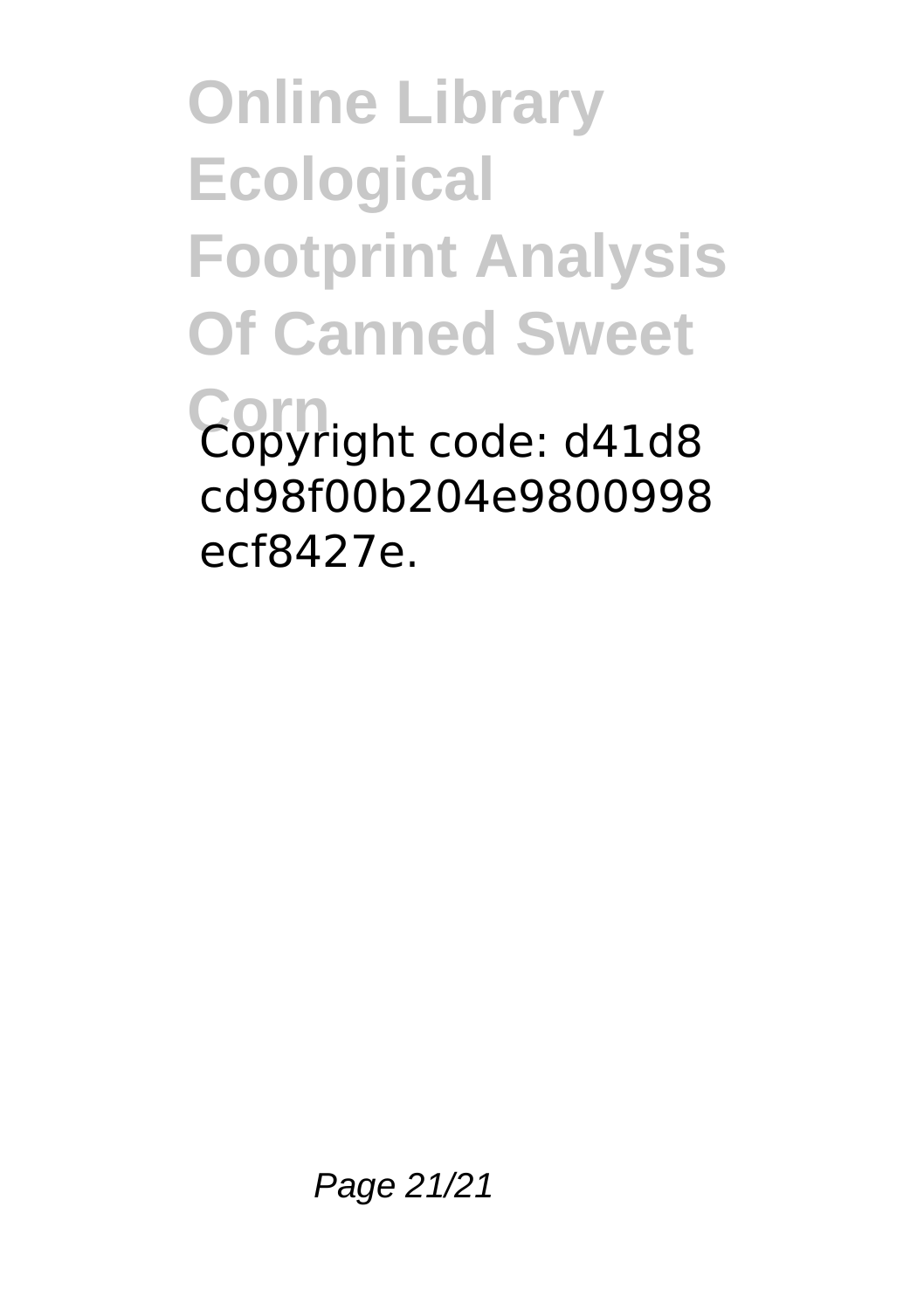Copyright code: d41d8cd98f00b204e9800998ecf8427e.